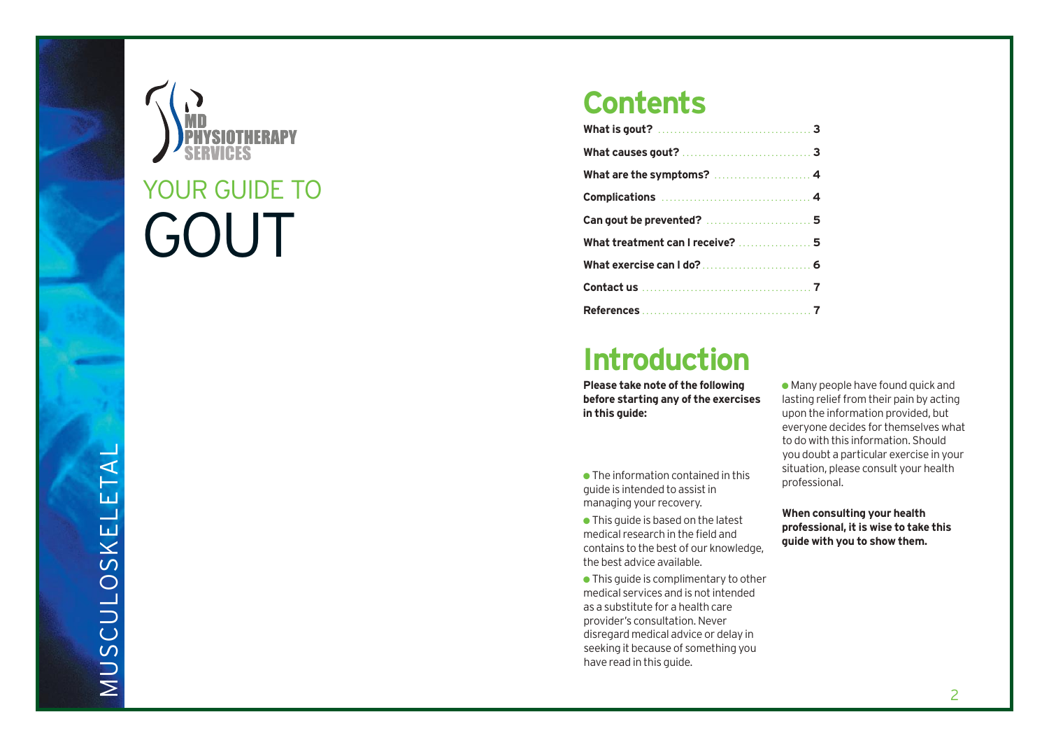MD PHYSIOTHERAPY SERVICES

# YOUR GUIDE TO GOUT

MUSCULOSKELETAL

## Contents

| | |
|---|---|
| **What is gout?** | **3** |
| **What causes gout?** | **3** |
| **What are the symptoms?** | **4** |
| **Complications** | **4** |
| **Can gout be prevented?** | **5** |
| **What treatment can I receive?** | **5** |
| **What exercise can I do?** | **6** |
| **Contact us** | **7** |
| **References** | **7** |

## Introduction

**Please take note of the following before starting any of the exercises in this guide:**

- The information contained in this guide is intended to assist in managing your recovery.
- This guide is based on the latest medical research in the field and contains to the best of our knowledge, the best advice available.
- This guide is complimentary to other medical services and is not intended as a substitute for a health care provider's consultation. Never disregard medical advice or delay in seeking it because of something you have read in this guide.
- Many people have found quick and lasting relief from their pain by acting upon the information provided, but everyone decides for themselves what to do with this information. Should you doubt a particular exercise in your situation, please consult your health professional.

**When consulting your health professional, it is wise to take this guide with you to show them.**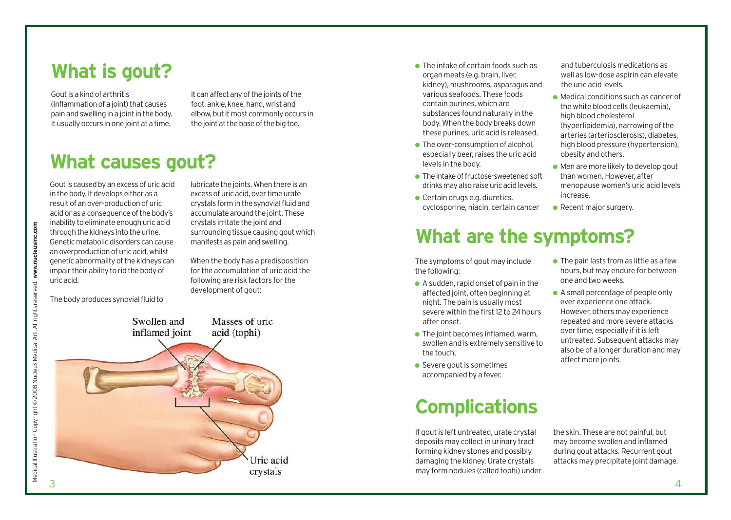## What is gout?

Gout is a kind of arthritis (inflammation of a joint) that causes pain and swelling in a joint in the body. It usually occurs in one joint at a time.

It can affect any of the joints of the foot, ankle, knee, hand, wrist and elbow, but it most commonly occurs in the joint at the base of the big toe.

## What causes gout?

Gout is caused by an excess of uric acid in the body. It develops either as a result of an over-production of uric acid or as a consequence of the body's inability to eliminate enough uric acid through the kidneys into the urine. Genetic metabolic disorders can cause an overproduction of uric acid, whilst genetic abnormality of the kidneys can impair their ability to rid the body of uric acid.

The body produces synovial fluid to lubricate the joints. When there is an excess of uric acid, over time urate crystals form in the synovial fluid and accumulate around the joint. These crystals irritate the joint and surrounding tissue causing gout which manifests as pain and swelling.

When the body has a predisposition for the accumulation of uric acid the following are risk factors for the development of gout:

- The intake of certain foods such as organ meats (e.g. brain, liver, kidney), mushrooms, asparagus and various seafoods. These foods contain purines, which are substances found naturally in the body. When the body breaks down these purines, uric acid is released.
- The over-consumption of alcohol, especially beer, raises the uric acid levels in the body.
- The intake of fructose-sweetened soft drinks may also raise uric acid levels.
- Certain drugs e.g. diuretics, cyclosporine, niacin, certain cancer and tuberculosis medications as well as low-dose aspirin can elevate the uric acid levels.
- Medical conditions such as cancer of the white blood cells (leukaemia), high blood cholesterol (hyperlipidemia), narrowing of the arteries (arteriosclerosis), diabetes, high blood pressure (hypertension), obesity and others.
- Men are more likely to develop gout than women. However, after menopause women's uric acid levels increase.
- Recent major surgery.

Swollen and inflamed joint

Masses of uric acid (tophi)

Uric acid crystals

Medical Illustration Copyright © 2008 Nucleus Medical Art, All rights reserved. **www.nucleusinc.com**

## What are the symptoms?

The symptoms of gout may include the following:

- A sudden, rapid onset of pain in the affected joint, often beginning at night. The pain is usually most severe within the first 12 to 24 hours after onset.
- The joint becomes inflamed, warm, swollen and is extremely sensitive to the touch.
- Severe gout is sometimes accompanied by a fever.
- The pain lasts from as little as a few hours, but may endure for between one and two weeks.
- A small percentage of people only ever experience one attack. However, others may experience repeated and more severe attacks over time, especially if it is left untreated. Subsequent attacks may also be of a longer duration and may affect more joints.

## Complications

If gout is left untreated, urate crystal deposits may collect in urinary tract forming kidney stones and possibly damaging the kidney. Urate crystals may form nodules (called tophi) under the skin. These are not painful, but may become swollen and inflamed during gout attacks. Recurrent gout attacks may precipitate joint damage.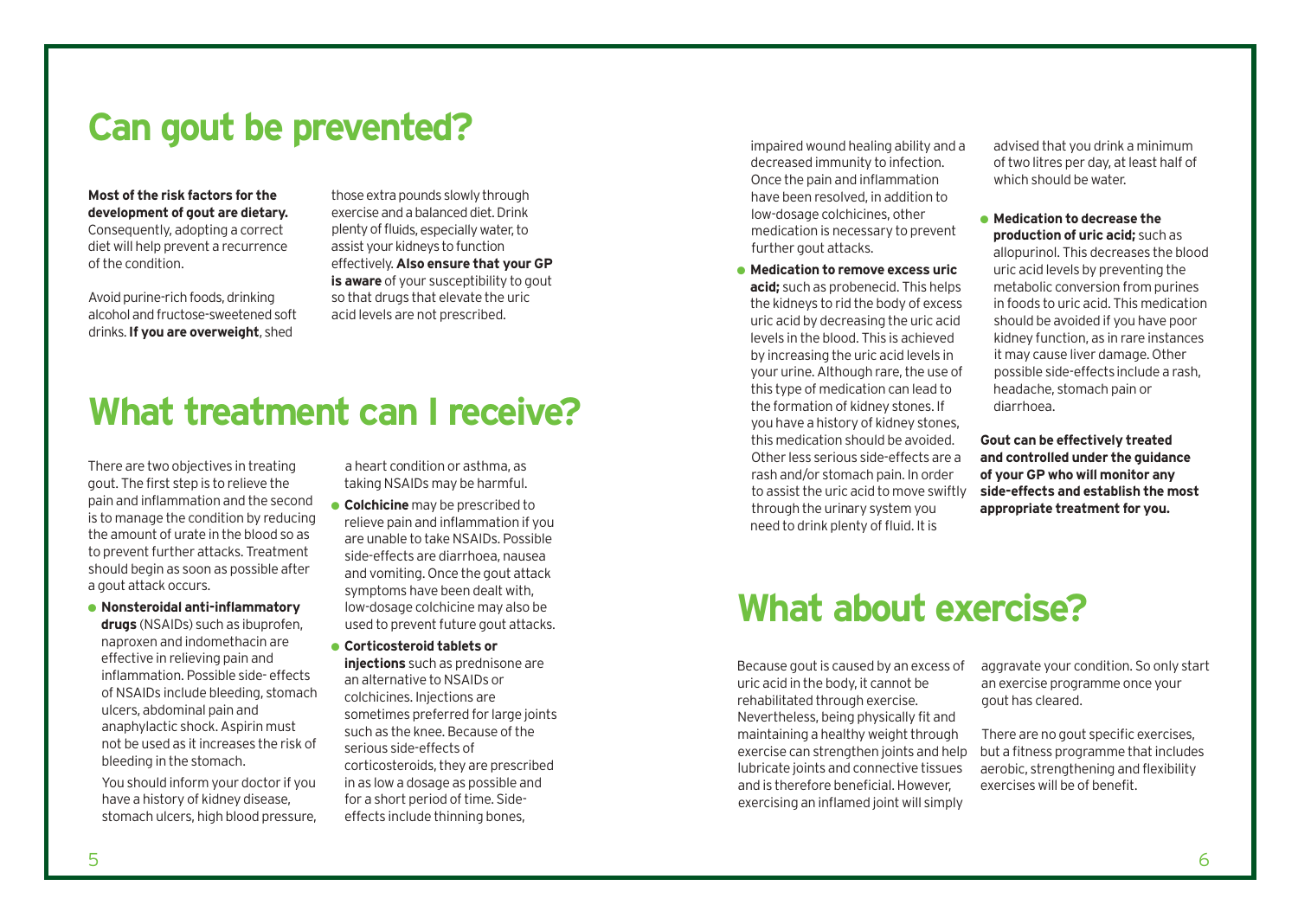## Can gout be prevented?

**Most of the risk factors for the development of gout are dietary.** Consequently, adopting a correct diet will help prevent a recurrence of the condition.

Avoid purine-rich foods, drinking alcohol and fructose-sweetened soft drinks. **If you are overweight**, shed those extra pounds slowly through exercise and a balanced diet. Drink plenty of fluids, especially water, to assist your kidneys to function effectively. **Also ensure that your GP is aware** of your susceptibility to gout so that drugs that elevate the uric acid levels are not prescribed.

## What treatment can I receive?

There are two objectives in treating gout. The first step is to relieve the pain and inflammation and the second is to manage the condition by reducing the amount of urate in the blood so as to prevent further attacks. Treatment should begin as soon as possible after a gout attack occurs.

- **Nonsteroidal anti-inflammatory drugs** (NSAIDs) such as ibuprofen, naproxen and indomethacin are effective in relieving pain and inflammation. Possible side- effects of NSAIDs include bleeding, stomach ulcers, abdominal pain and anaphylactic shock. Aspirin must not be used as it increases the risk of bleeding in the stomach.

  You should inform your doctor if you have a history of kidney disease, stomach ulcers, high blood pressure, a heart condition or asthma, as taking NSAIDs may be harmful.

- **Colchicine** may be prescribed to relieve pain and inflammation if you are unable to take NSAIDs. Possible side-effects are diarrhoea, nausea and vomiting. Once the gout attack symptoms have been dealt with, low-dosage colchicine may also be used to prevent future gout attacks.
- **Corticosteroid tablets or injections** such as prednisone are an alternative to NSAIDs or colchicines. Injections are sometimes preferred for large joints such as the knee. Because of the serious side-effects of corticosteroids, they are prescribed in as low a dosage as possible and for a short period of time. Side-effects include thinning bones, impaired wound healing ability and a decreased immunity to infection. Once the pain and inflammation have been resolved, in addition to low-dosage colchicines, other medication is necessary to prevent further gout attacks.
- **Medication to remove excess uric acid;** such as probenecid. This helps the kidneys to rid the body of excess uric acid by decreasing the uric acid levels in the blood. This is achieved by increasing the uric acid levels in your urine. Although rare, the use of this type of medication can lead to the formation of kidney stones. If you have a history of kidney stones, this medication should be avoided. Other less serious side-effects are a rash and/or stomach pain. In order to assist the uric acid to move swiftly through the urinary system you need to drink plenty of fluid. It is advised that you drink a minimum of two litres per day, at least half of which should be water.
- **Medication to decrease the production of uric acid;** such as allopurinol. This decreases the blood uric acid levels by preventing the metabolic conversion from purines in foods to uric acid. This medication should be avoided if you have poor kidney function, as in rare instances it may cause liver damage. Other possible side-effects include a rash, headache, stomach pain or diarrhoea.

**Gout can be effectively treated and controlled under the guidance of your GP who will monitor any side-effects and establish the most appropriate treatment for you.**

## What about exercise?

Because gout is caused by an excess of uric acid in the body, it cannot be rehabilitated through exercise. Nevertheless, being physically fit and maintaining a healthy weight through exercise can strengthen joints and help lubricate joints and connective tissues and is therefore beneficial. However, exercising an inflamed joint will simply aggravate your condition. So only start an exercise programme once your gout has cleared.

There are no gout specific exercises, but a fitness programme that includes aerobic, strengthening and flexibility exercises will be of benefit.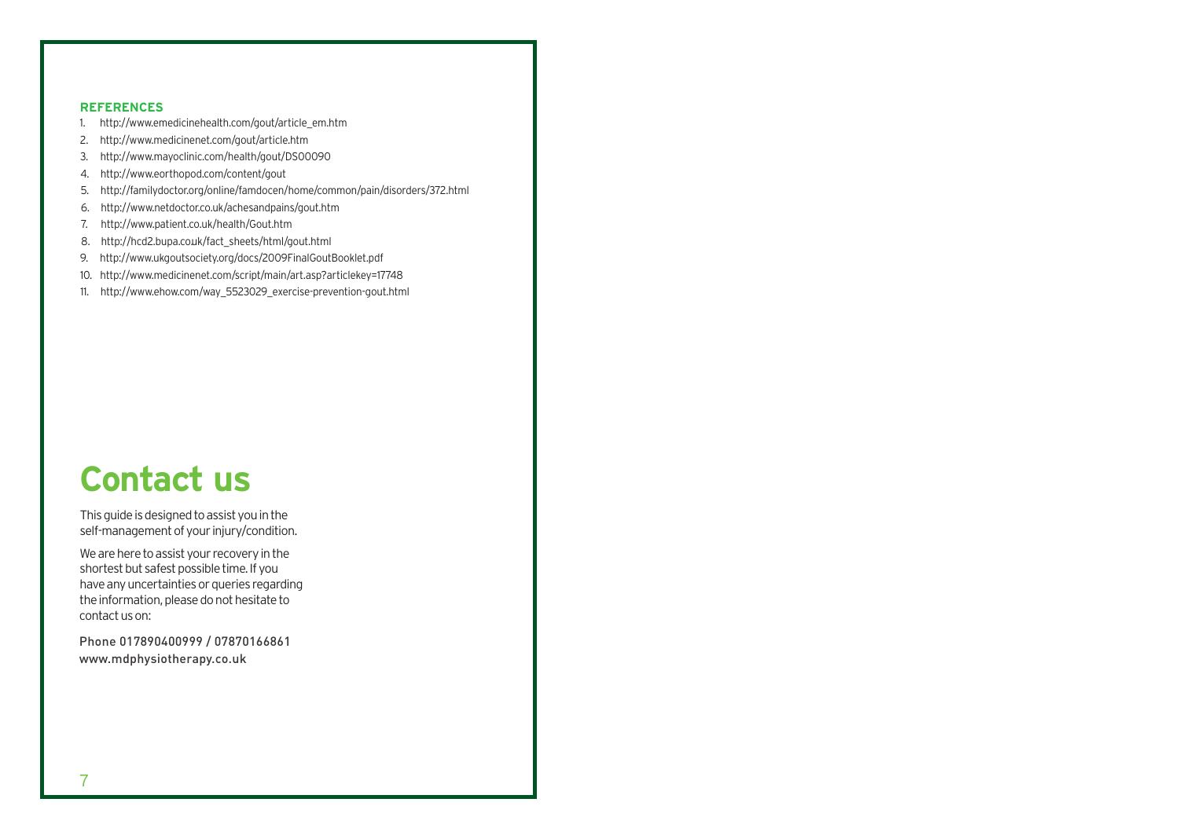### REFERENCES

1. http://www.emedicinehealth.com/gout/article_em.htm
2. http://www.medicinenet.com/gout/article.htm
3. http://www.mayoclinic.com/health/gout/DS00090
4. http://www.eorthopod.com/content/gout
5. http://familydoctor.org/online/famdocen/home/common/pain/disorders/372.html
6. http://www.netdoctor.co.uk/achesandpains/gout.htm
7. http://www.patient.co.uk/health/Gout.htm
8. http://hcd2.bupa.co.uk/fact_sheets/html/gout.html
9. http://www.ukgoutsociety.org/docs/2009FinalGoutBooklet.pdf
10. http://www.medicinenet.com/script/main/art.asp?articlekey=17748
11. http://www.ehow.com/way_5523029_exercise-prevention-gout.html

# Contact us

This guide is designed to assist you in the self-management of your injury/condition.

We are here to assist your recovery in the shortest but safest possible time. If you have any uncertainties or queries regarding the information, please do not hesitate to contact us on:

Phone 017890400999 / 07870166861
www.mdphysiotherapy.co.uk